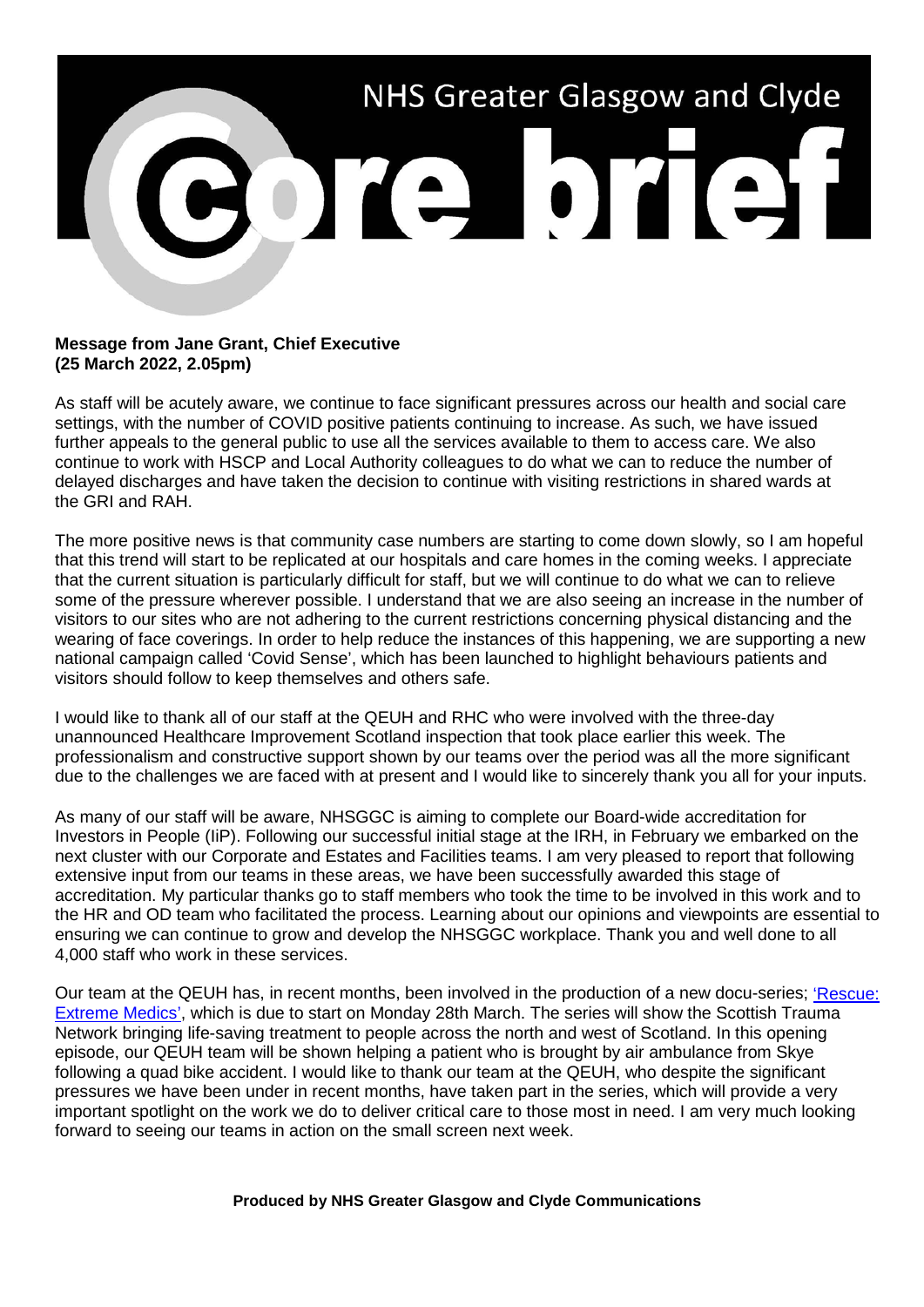# NHS Greater Glasgow and Clyde

# Core brief

**Message from Jane Grant, Chief Executive**
**(25 March 2022, 2.05pm)**

As staff will be acutely aware, we continue to face significant pressures across our health and social care settings, with the number of COVID positive patients continuing to increase. As such, we have issued further appeals to the general public to use all the services available to them to access care. We also continue to work with HSCP and Local Authority colleagues to do what we can to reduce the number of delayed discharges and have taken the decision to continue with visiting restrictions in shared wards at the GRI and RAH.

The more positive news is that community case numbers are starting to come down slowly, so I am hopeful that this trend will start to be replicated at our hospitals and care homes in the coming weeks. I appreciate that the current situation is particularly difficult for staff, but we will continue to do what we can to relieve some of the pressure wherever possible. I understand that we are also seeing an increase in the number of visitors to our sites who are not adhering to the current restrictions concerning physical distancing and the wearing of face coverings. In order to help reduce the instances of this happening, we are supporting a new national campaign called 'Covid Sense', which has been launched to highlight behaviours patients and visitors should follow to keep themselves and others safe.

I would like to thank all of our staff at the QEUH and RHC who were involved with the three-day unannounced Healthcare Improvement Scotland inspection that took place earlier this week. The professionalism and constructive support shown by our teams over the period was all the more significant due to the challenges we are faced with at present and I would like to sincerely thank you all for your inputs.

As many of our staff will be aware, NHSGGC is aiming to complete our Board-wide accreditation for Investors in People (IiP). Following our successful initial stage at the IRH, in February we embarked on the next cluster with our Corporate and Estates and Facilities teams. I am very pleased to report that following extensive input from our teams in these areas, we have been successfully awarded this stage of accreditation. My particular thanks go to staff members who took the time to be involved in this work and to the HR and OD team who facilitated the process. Learning about our opinions and viewpoints are essential to ensuring we can continue to grow and develop the NHSGGC workplace. Thank you and well done to all 4,000 staff who work in these services.

Our team at the QEUH has, in recent months, been involved in the production of a new docu-series; 'Rescue: Extreme Medics', which is due to start on Monday 28th March. The series will show the Scottish Trauma Network bringing life-saving treatment to people across the north and west of Scotland. In this opening episode, our QEUH team will be shown helping a patient who is brought by air ambulance from Skye following a quad bike accident. I would like to thank our team at the QEUH, who despite the significant pressures we have been under in recent months, have taken part in the series, which will provide a very important spotlight on the work we do to deliver critical care to those most in need. I am very much looking forward to seeing our teams in action on the small screen next week.

**Produced by NHS Greater Glasgow and Clyde Communications**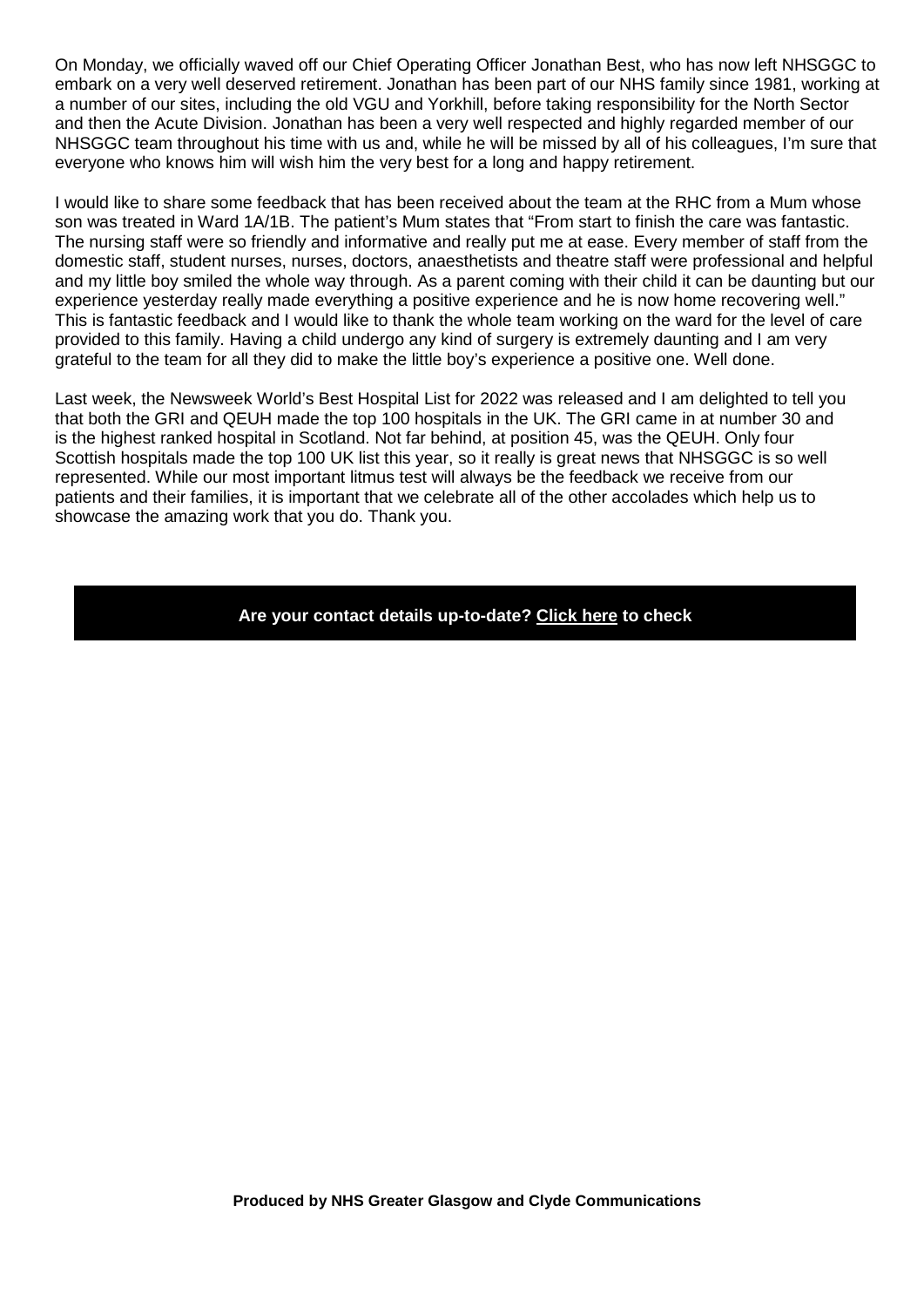On Monday, we officially waved off our Chief Operating Officer Jonathan Best, who has now left NHSGGC to embark on a very well deserved retirement. Jonathan has been part of our NHS family since 1981, working at a number of our sites, including the old VGU and Yorkhill, before taking responsibility for the North Sector and then the Acute Division. Jonathan has been a very well respected and highly regarded member of our NHSGGC team throughout his time with us and, while he will be missed by all of his colleagues, I'm sure that everyone who knows him will wish him the very best for a long and happy retirement.

I would like to share some feedback that has been received about the team at the RHC from a Mum whose son was treated in Ward 1A/1B. The patient's Mum states that "From start to finish the care was fantastic. The nursing staff were so friendly and informative and really put me at ease. Every member of staff from the domestic staff, student nurses, nurses, doctors, anaesthetists and theatre staff were professional and helpful and my little boy smiled the whole way through. As a parent coming with their child it can be daunting but our experience yesterday really made everything a positive experience and he is now home recovering well." This is fantastic feedback and I would like to thank the whole team working on the ward for the level of care provided to this family. Having a child undergo any kind of surgery is extremely daunting and I am very grateful to the team for all they did to make the little boy's experience a positive one. Well done.

Last week, the Newsweek World's Best Hospital List for 2022 was released and I am delighted to tell you that both the GRI and QEUH made the top 100 hospitals in the UK. The GRI came in at number 30 and is the highest ranked hospital in Scotland. Not far behind, at position 45, was the QEUH. Only four Scottish hospitals made the top 100 UK list this year, so it really is great news that NHSGGC is so well represented. While our most important litmus test will always be the feedback we receive from our patients and their families, it is important that we celebrate all of the other accolades which help us to showcase the amazing work that you do. Thank you.

**Are your contact details up-to-date? Click here to check**

**Produced by NHS Greater Glasgow and Clyde Communications**